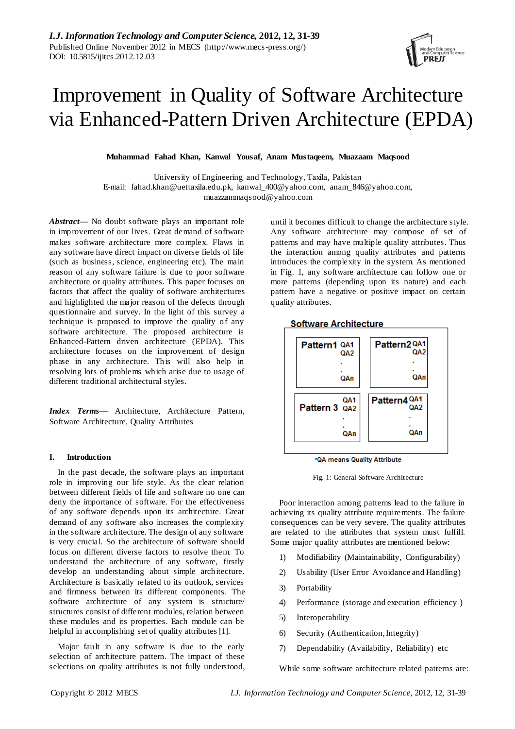# Improvement in Quality of Software Architecture via Enhanced-Pattern Driven Architecture (EPDA)

**Muhammad Fahad Khan, Kanwal Yousaf, Anam Mustaqeem, Muazaam Maqsood**

University of Engineering and Technology, Taxila, Pakistan
E-mail: fahad.khan@uettaxila.edu.pk, kanwal_400@yahoo.com, anam_846@yahoo.com, muazzammaqsood@yahoo.com

***Abstract*—** No doubt software plays an important role in improvement of our lives. Great demand of software makes software architecture more complex. Flaws in any software have direct impact on diverse fields of life (such as business, science, engineering etc). The main reason of any software failure is due to poor software architecture or quality attributes. This paper focuses on factors that affect the quality of software architectures and highlighted the major reason of the defects through questionnaire and survey. In the light of this survey a technique is proposed to improve the quality of any software architecture. The proposed architecture is Enhanced-Pattern driven architecture (EPDA). This architecture focuses on the improvement of design phase in any architecture. This will also help in resolving lots of problems which arise due to usage of different traditional architectural styles.

***Index Terms*—** Architecture, Architecture Pattern, Software Architecture, Quality Attributes

## I. Introduction

In the past decade, the software plays an important role in improving our life style. As the clear relation between different fields of life and software no one can deny the importance of software. For the effectiveness of any software depends upon its architecture. Great demand of any software also increases the complexity in the software architecture. The design of any software is very crucial. So the architecture of software should focus on different diverse factors to resolve them. To understand the architecture of any software, firstly develop an understanding about simple architecture. Architecture is basically related to its outlook, services and firmness between its different components. The software architecture of any system is structure/ structures consist of different modules, relation between these modules and its properties. Each module can be helpful in accomplishing set of quality attributes [1].

Major fault in any software is due to the early selection of architecture pattern. The impact of these selections on quality attributes is not fully understood, until it becomes difficult to change the architecture style. Any software architecture may compose of set of patterns and may have multiple quality attributes. Thus the interaction among quality attributes and patterns introduces the complexity in the system. As mentioned in Fig. 1, any software architecture can follow one or more patterns (depending upon its nature) and each pattern have a negative or positive impact on certain quality attributes.

**Software Architecture**

| Pattern1 | Pattern2 |
|---|---|
| QA1, QA2, ., ., QAn | QA1, QA2, ., ., QAn |
| **Pattern 3** | **Pattern4** |
| QA1, QA2, ., ., QAn | QA1, QA2, ., ., QAn |

*QA means Quality Attribute

Fig. 1: General Software Architecture

Poor interaction among patterns lead to the failure in achieving its quality attribute requirements. The failure consequences can be very severe. The quality attributes are related to the attributes that system must fulfill. Some major quality attributes are mentioned below:

1) Modifiability (Maintainability, Configurability)
2) Usability (User Error Avoidance and Handling)
3) Portability
4) Performance (storage and execution efficiency )
5) Interoperability
6) Security (Authentication, Integrity)
7) Dependability (Availability, Reliability) etc

While some software architecture related patterns are: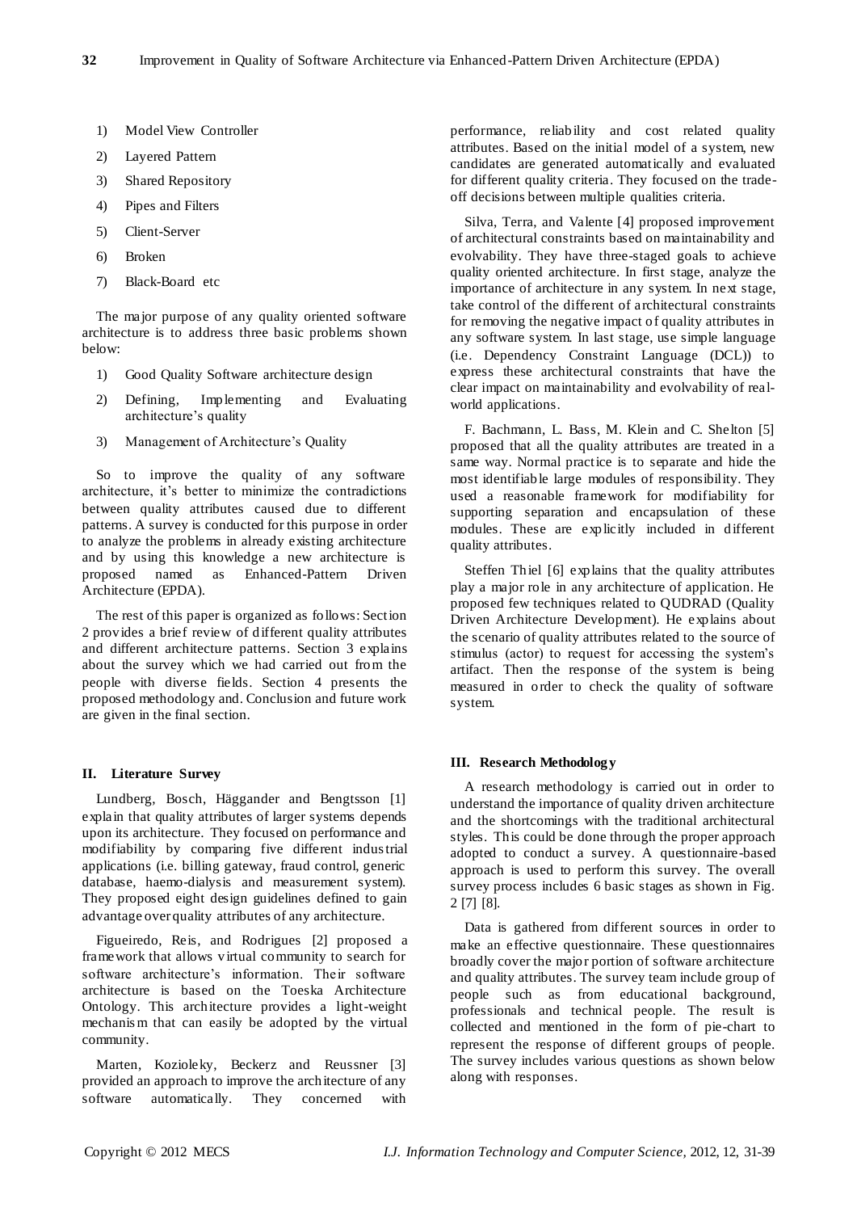1) Model View Controller
2) Layered Pattern
3) Shared Repository
4) Pipes and Filters
5) Client-Server
6) Broken
7) Black-Board etc

The major purpose of any quality oriented software architecture is to address three basic problems shown below:

1) Good Quality Software architecture design
2) Defining, Implementing and Evaluating architecture's quality
3) Management of Architecture's Quality

So to improve the quality of any software architecture, it's better to minimize the contradictions between quality attributes caused due to different patterns. A survey is conducted for this purpose in order to analyze the problems in already existing architecture and by using this knowledge a new architecture is proposed named as Enhanced-Pattern Driven Architecture (EPDA).

The rest of this paper is organized as follows: Section 2 provides a brief review of different quality attributes and different architecture patterns. Section 3 explains about the survey which we had carried out from the people with diverse fields. Section 4 presents the proposed methodology and. Conclusion and future work are given in the final section.

## II. Literature Survey

Lundberg, Bosch, Häggander and Bengtsson [1] explain that quality attributes of larger systems depends upon its architecture. They focused on performance and modifiability by comparing five different industrial applications (i.e. billing gateway, fraud control, generic database, haemo-dialysis and measurement system). They proposed eight design guidelines defined to gain advantage over quality attributes of any architecture.

Figueiredo, Reis, and Rodrigues [2] proposed a framework that allows virtual community to search for software architecture's information. Their software architecture is based on the Toeska Architecture Ontology. This architecture provides a light-weight mechanism that can easily be adopted by the virtual community.

Marten, Kozioleky, Beckerz and Reussner [3] provided an approach to improve the architecture of any software automatically. They concerned with performance, reliability and cost related quality attributes. Based on the initial model of a system, new candidates are generated automatically and evaluated for different quality criteria. They focused on the trade-off decisions between multiple qualities criteria.

Silva, Terra, and Valente [4] proposed improvement of architectural constraints based on maintainability and evolvability. They have three-staged goals to achieve quality oriented architecture. In first stage, analyze the importance of architecture in any system. In next stage, take control of the different of architectural constraints for removing the negative impact of quality attributes in any software system. In last stage, use simple language (i.e. Dependency Constraint Language (DCL)) to express these architectural constraints that have the clear impact on maintainability and evolvability of real-world applications.

F. Bachmann, L. Bass, M. Klein and C. Shelton [5] proposed that all the quality attributes are treated in a same way. Normal practice is to separate and hide the most identifiable large modules of responsibility. They used a reasonable framework for modifiability for supporting separation and encapsulation of these modules. These are explicitly included in different quality attributes.

Steffen Thiel [6] explains that the quality attributes play a major role in any architecture of application. He proposed few techniques related to QUDRAD (Quality Driven Architecture Development). He explains about the scenario of quality attributes related to the source of stimulus (actor) to request for accessing the system's artifact. Then the response of the system is being measured in order to check the quality of software system.

## III. Research Methodology

A research methodology is carried out in order to understand the importance of quality driven architecture and the shortcomings with the traditional architectural styles. This could be done through the proper approach adopted to conduct a survey. A questionnaire-based approach is used to perform this survey. The overall survey process includes 6 basic stages as shown in Fig. 2 [7] [8].

Data is gathered from different sources in order to make an effective questionnaire. These questionnaires broadly cover the major portion of software architecture and quality attributes. The survey team include group of people such as from educational background, professionals and technical people. The result is collected and mentioned in the form of pie-chart to represent the response of different groups of people. The survey includes various questions as shown below along with responses.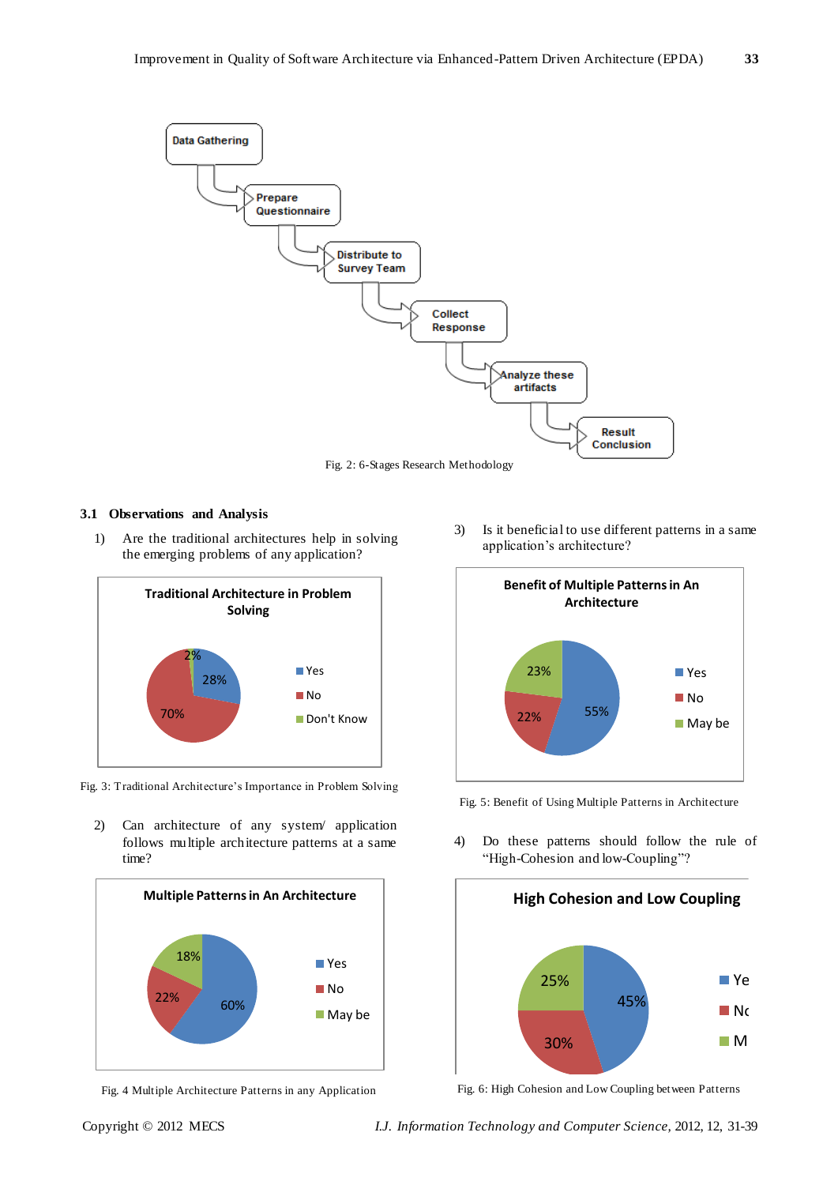Fig. 2: 6-Stages Research Methodology

### 3.1 Observations and Analysis

1) Are the traditional architectures help in solving the emerging problems of any application?

Fig. 3: Traditional Architecture's Importance in Problem Solving

2) Can architecture of any system/ application follows multiple architecture patterns at a same time?

Fig. 4 Multiple Architecture Patterns in any Application

3) Is it beneficial to use different patterns in a same application's architecture?

Fig. 5: Benefit of Using Multiple Patterns in Architecture

4) Do these patterns should follow the rule of "High-Cohesion and low-Coupling"?

Fig. 6: High Cohesion and Low Coupling between Patterns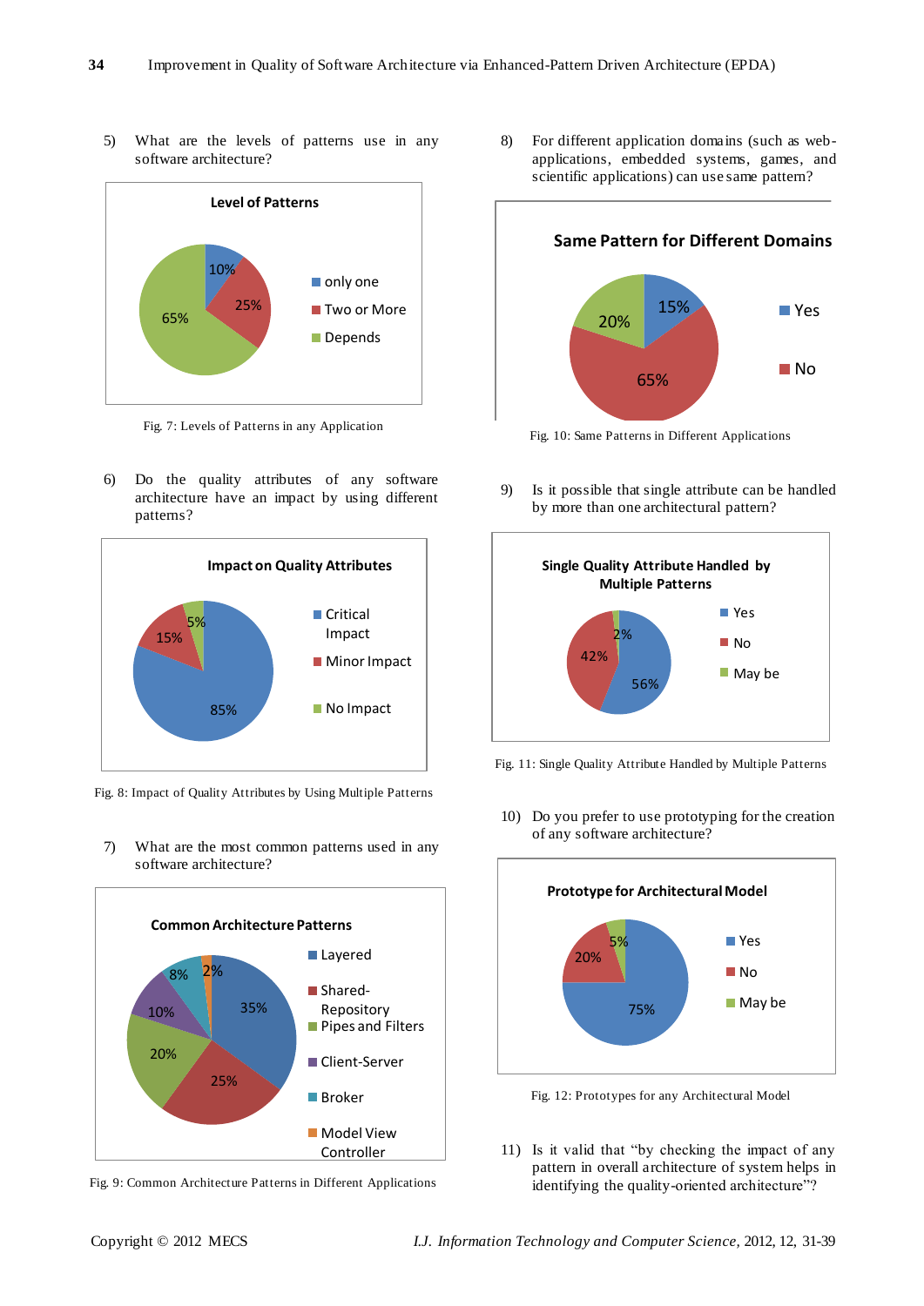5) What are the levels of patterns use in any software architecture?

Fig. 7: Levels of Patterns in any Application

6) Do the quality attributes of any software architecture have an impact by using different patterns?

Fig. 8: Impact of Quality Attributes by Using Multiple Patterns

7) What are the most common patterns used in any software architecture?

Fig. 9: Common Architecture Patterns in Different Applications

8) For different application domains (such as web-applications, embedded systems, games, and scientific applications) can use same pattern?

Fig. 10: Same Patterns in Different Applications

9) Is it possible that single attribute can be handled by more than one architectural pattern?

Fig. 11: Single Quality Attribute Handled by Multiple Patterns

10) Do you prefer to use prototyping for the creation of any software architecture?

Fig. 12: Prototypes for any Architectural Model

11) Is it valid that "by checking the impact of any pattern in overall architecture of system helps in identifying the quality-oriented architecture"?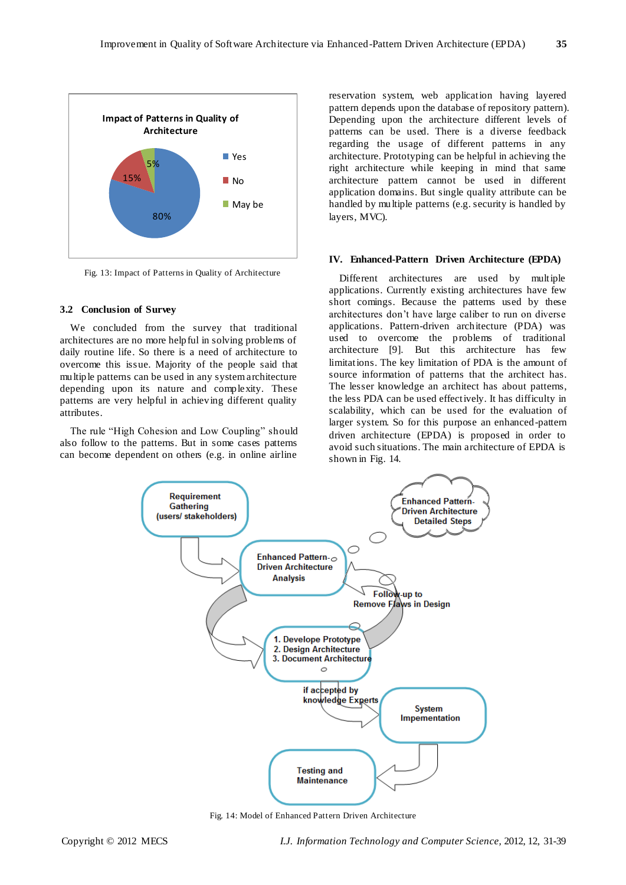Fig. 13: Impact of Patterns in Quality of Architecture

### 3.2 Conclusion of Survey

We concluded from the survey that traditional architectures are no more helpful in solving problems of daily routine life. So there is a need of architecture to overcome this issue. Majority of the people said that multiple patterns can be used in any system architecture depending upon its nature and complexity. These patterns are very helpful in achieving different quality attributes.

The rule "High Cohesion and Low Coupling" should also follow to the patterns. But in some cases patterns can become dependent on others (e.g. in online airline reservation system, web application having layered pattern depends upon the database of repository pattern). Depending upon the architecture different levels of patterns can be used. There is a diverse feedback regarding the usage of different patterns in any architecture. Prototyping can be helpful in achieving the right architecture while keeping in mind that same architecture pattern cannot be used in different application domains. But single quality attribute can be handled by multiple patterns (e.g. security is handled by layers, MVC).

## IV. Enhanced-Pattern Driven Architecture (EPDA)

Different architectures are used by multiple applications. Currently existing architectures have few short comings. Because the patterns used by these architectures don't have large caliber to run on diverse applications. Pattern-driven architecture (PDA) was used to overcome the problems of traditional architecture [9]. But this architecture has few limitations. The key limitation of PDA is the amount of source information of patterns that the architect has. The lesser knowledge an architect has about patterns, the less PDA can be used effectively. It has difficulty in scalability, which can be used for the evaluation of larger system. So for this purpose an enhanced-pattern driven architecture (EPDA) is proposed in order to avoid such situations. The main architecture of EPDA is shown in Fig. 14.

Fig. 14: Model of Enhanced Pattern Driven Architecture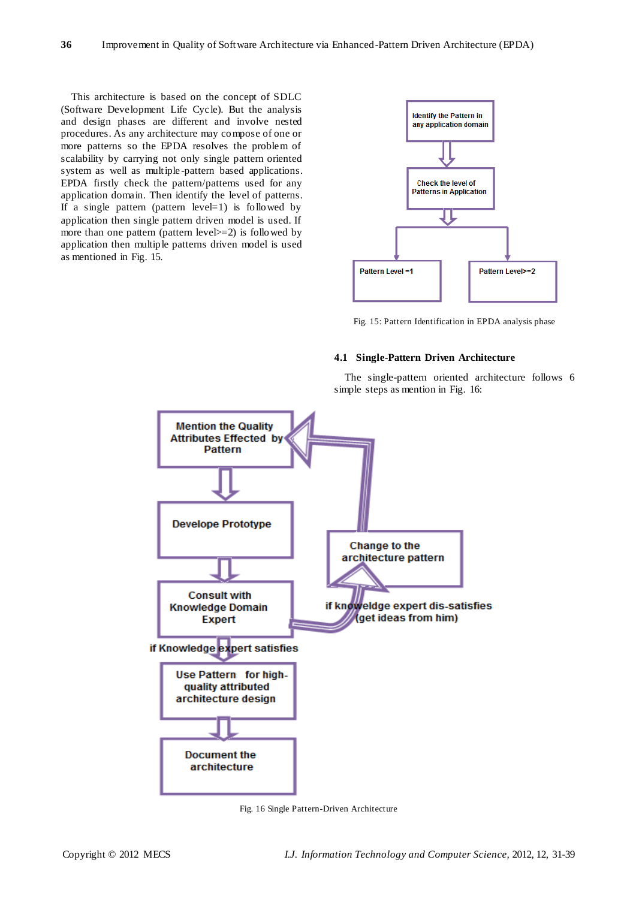This architecture is based on the concept of SDLC (Software Development Life Cycle). But the analysis and design phases are different and involve nested procedures. As any architecture may compose of one or more patterns so the EPDA resolves the problem of scalability by carrying not only single pattern oriented system as well as multiple-pattern based applications. EPDA firstly check the pattern/patterns used for any application domain. Then identify the level of patterns. If a single pattern (pattern level=1) is followed by application then single pattern driven model is used. If more than one pattern (pattern level>=2) is followed by application then multiple patterns driven model is used as mentioned in Fig. 15.

Identify the Pattern in any application domain

Check the level of Patterns in Application

Pattern Level =1

Pattern Level>=2

Fig. 15: Pattern Identification in EPDA analysis phase

### 4.1 Single-Pattern Driven Architecture

The single-pattern oriented architecture follows 6 simple steps as mention in Fig. 16:

Mention the Quality Attributes Effected by Pattern

Develope Prototype

Consult with Knowledge Domain Expert

Change to the architecture pattern

if knoweldge expert dis-satisfies (get ideas from him)

if Knowledge expert satisfies

Use Pattern for high-quality attributed architecture design

Document the architecture

Fig. 16 Single Pattern-Driven Architecture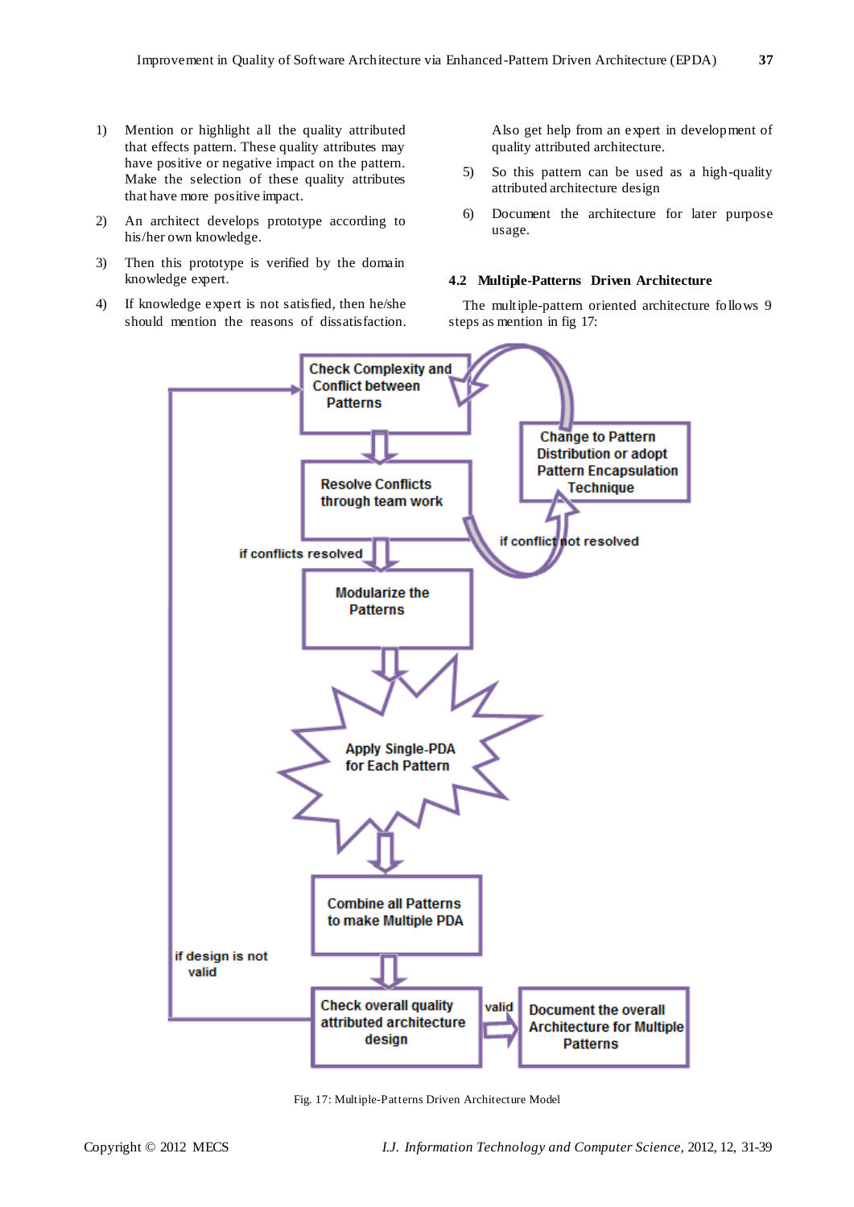1) Mention or highlight all the quality attributed that effects pattern. These quality attributes may have positive or negative impact on the pattern. Make the selection of these quality attributes that have more positive impact.

2) An architect develops prototype according to his/her own knowledge.

3) Then this prototype is verified by the domain knowledge expert.

4) If knowledge expert is not satisfied, then he/she should mention the reasons of dissatisfaction. Also get help from an expert in development of quality attributed architecture.

5) So this pattern can be used as a high-quality attributed architecture design

6) Document the architecture for later purpose usage.

### 4.2 Multiple-Patterns Driven Architecture

The multiple-pattern oriented architecture follows 9 steps as mention in fig 17:

Check Complexity and Conflict between Patterns

Resolve Conflicts through team work

Change to Pattern Distribution or adopt Pattern Encapsulation Technique

if conflicts resolved

if conflict not resolved

Modularize the Patterns

Apply Single-PDA for Each Pattern

Combine all Patterns to make Multiple PDA

if design is not valid

Check overall quality attributed architecture design

valid

Document the overall Architecture for Multiple Patterns

Fig. 17: Multiple-Patterns Driven Architecture Model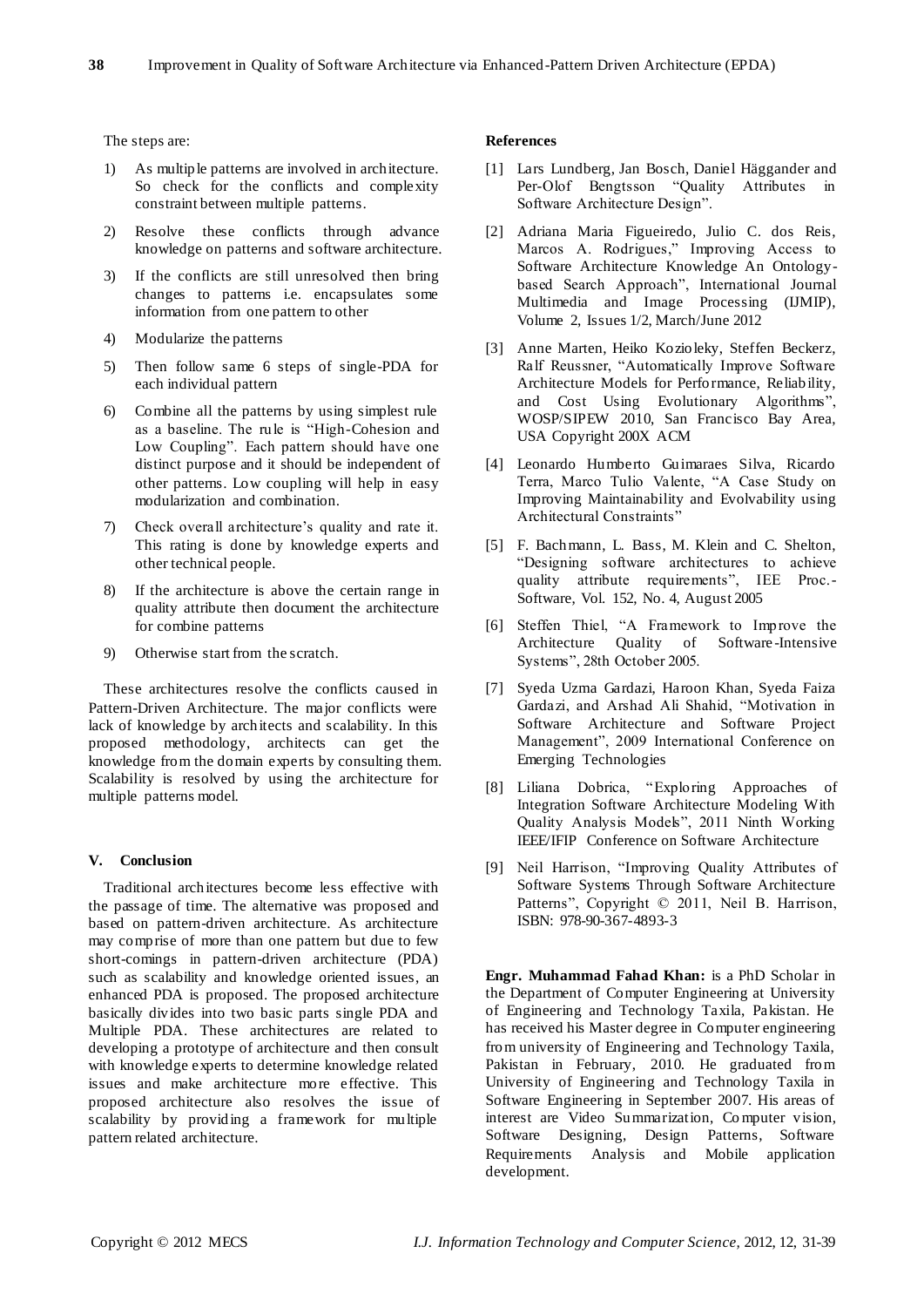The steps are:

1) As multiple patterns are involved in architecture. So check for the conflicts and complexity constraint between multiple patterns.
2) Resolve these conflicts through advance knowledge on patterns and software architecture.
3) If the conflicts are still unresolved then bring changes to patterns i.e. encapsulates some information from one pattern to other
4) Modularize the patterns
5) Then follow same 6 steps of single-PDA for each individual pattern
6) Combine all the patterns by using simplest rule as a baseline. The rule is "High-Cohesion and Low Coupling". Each pattern should have one distinct purpose and it should be independent of other patterns. Low coupling will help in easy modularization and combination.
7) Check overall architecture's quality and rate it. This rating is done by knowledge experts and other technical people.
8) If the architecture is above the certain range in quality attribute then document the architecture for combine patterns
9) Otherwise start from the scratch.

These architectures resolve the conflicts caused in Pattern-Driven Architecture. The major conflicts were lack of knowledge by architects and scalability. In this proposed methodology, architects can get the knowledge from the domain experts by consulting them. Scalability is resolved by using the architecture for multiple patterns model.

## V. Conclusion

Traditional architectures become less effective with the passage of time. The alternative was proposed and based on pattern-driven architecture. As architecture may comprise of more than one pattern but due to few short-comings in pattern-driven architecture (PDA) such as scalability and knowledge oriented issues, an enhanced PDA is proposed. The proposed architecture basically divides into two basic parts single PDA and Multiple PDA. These architectures are related to developing a prototype of architecture and then consult with knowledge experts to determine knowledge related issues and make architecture more effective. This proposed architecture also resolves the issue of scalability by providing a framework for multiple pattern related architecture.

## References

[1] Lars Lundberg, Jan Bosch, Daniel Häggander and Per-Olof Bengtsson "Quality Attributes in Software Architecture Design".

[2] Adriana Maria Figueiredo, Julio C. dos Reis, Marcos A. Rodrigues," Improving Access to Software Architecture Knowledge An Ontology-based Search Approach", International Journal Multimedia and Image Processing (IJMIP), Volume 2, Issues 1/2, March/June 2012

[3] Anne Marten, Heiko Kozioleky, Steffen Beckerz, Ralf Reussner, "Automatically Improve Software Architecture Models for Performance, Reliability, and Cost Using Evolutionary Algorithms", WOSP/SIPEW 2010, San Francisco Bay Area, USA Copyright 200X ACM

[4] Leonardo Humberto Guimaraes Silva, Ricardo Terra, Marco Tulio Valente, "A Case Study on Improving Maintainability and Evolvability using Architectural Constraints"

[5] F. Bachmann, L. Bass, M. Klein and C. Shelton, "Designing software architectures to achieve quality attribute requirements", IEE Proc.-Software, Vol. 152, No. 4, August 2005

[6] Steffen Thiel, "A Framework to Improve the Architecture Quality of Software-Intensive Systems", 28th October 2005.

[7] Syeda Uzma Gardazi, Haroon Khan, Syeda Faiza Gardazi, and Arshad Ali Shahid, "Motivation in Software Architecture and Software Project Management", 2009 International Conference on Emerging Technologies

[8] Liliana Dobrica, "Exploring Approaches of Integration Software Architecture Modeling With Quality Analysis Models", 2011 Ninth Working IEEE/IFIP Conference on Software Architecture

[9] Neil Harrison, "Improving Quality Attributes of Software Systems Through Software Architecture Patterns", Copyright © 2011, Neil B. Harrison, ISBN: 978-90-367-4893-3

**Engr. Muhammad Fahad Khan:** is a PhD Scholar in the Department of Computer Engineering at University of Engineering and Technology Taxila, Pakistan. He has received his Master degree in Computer engineering from university of Engineering and Technology Taxila, Pakistan in February, 2010. He graduated from University of Engineering and Technology Taxila in Software Engineering in September 2007. His areas of interest are Video Summarization, Computer vision, Software Designing, Design Patterns, Software Requirements Analysis and Mobile application development.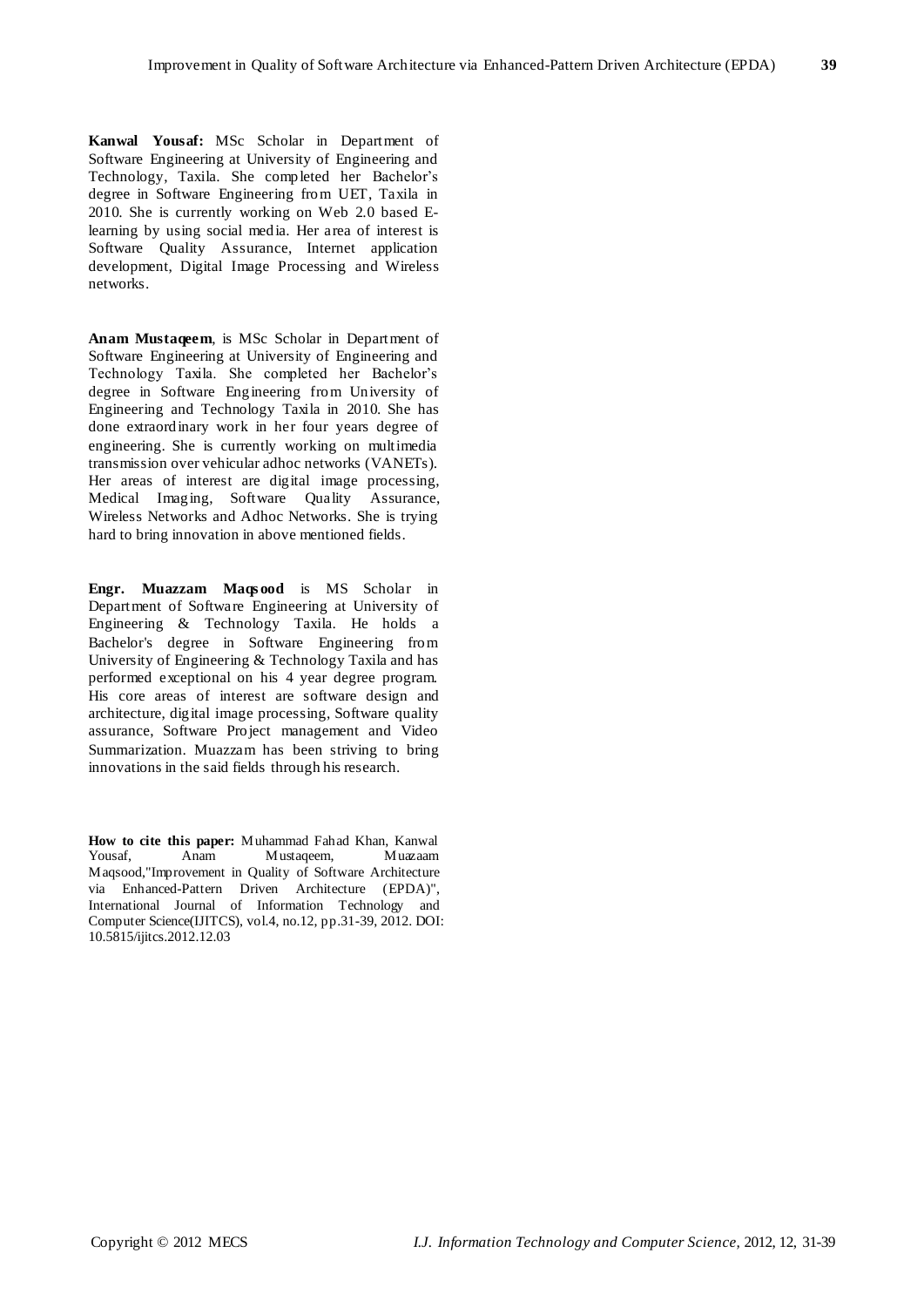**Kanwal Yousaf:** MSc Scholar in Department of Software Engineering at University of Engineering and Technology, Taxila. She completed her Bachelor's degree in Software Engineering from UET, Taxila in 2010. She is currently working on Web 2.0 based E-learning by using social media. Her area of interest is Software Quality Assurance, Internet application development, Digital Image Processing and Wireless networks.

**Anam Mustaqeem**, is MSc Scholar in Department of Software Engineering at University of Engineering and Technology Taxila. She completed her Bachelor's degree in Software Engineering from University of Engineering and Technology Taxila in 2010. She has done extraordinary work in her four years degree of engineering. She is currently working on multimedia transmission over vehicular adhoc networks (VANETs). Her areas of interest are digital image processing, Medical Imaging, Software Quality Assurance, Wireless Networks and Adhoc Networks. She is trying hard to bring innovation in above mentioned fields.

**Engr. Muazzam Maqsood** is MS Scholar in Department of Software Engineering at University of Engineering & Technology Taxila. He holds a Bachelor's degree in Software Engineering from University of Engineering & Technology Taxila and has performed exceptional on his 4 year degree program. His core areas of interest are software design and architecture, digital image processing, Software quality assurance, Software Project management and Video Summarization. Muazzam has been striving to bring innovations in the said fields through his research.

**How to cite this paper:** Muhammad Fahad Khan, Kanwal Yousaf, Anam Mustaqeem, Muazaam Maqsood,"Improvement in Quality of Software Architecture via Enhanced-Pattern Driven Architecture (EPDA)", International Journal of Information Technology and Computer Science(IJITCS), vol.4, no.12, pp.31-39, 2012. DOI: 10.5815/ijitcs.2012.12.03